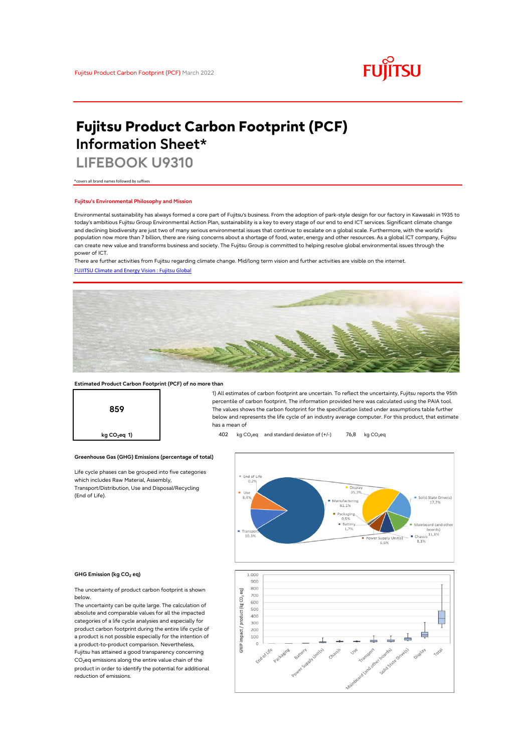Fujitsu Product Carbon Footprint (PCF) March 2022

# Fujitsu Product Carbon Footprint (PCF) Information Sheet*

## LIFEBOOK U9310

*covers all brand names followed by suffixes

### Fujitsu's Environmental Philosophy and Mission

Environmental sustainability has always formed a core part of Fujitsu's business. From the adoption of park-style design for our factory in Kawasaki in 1935 to today's ambitious Fujitsu Group Environmental Action Plan, sustainability is a key to every stage of our end to end ICT services. Significant climate change and declining biodiversity are just two of many serious environmental issues that continue to escalate on a global scale. Furthermore, with the world's population now more than 7 billion, there are rising concerns about a shortage of food, water, energy and other resources. As a global ICT company, Fujitsu can create new value and transforms business and society. The Fujitsu Group is committed to helping resolve global environmental issues through the power of ICT.

There are further activities from Fujitsu regarding climate change. Mid/long term vision and further activities are visible on the internet.

[FUJITSU Climate and Energy Vision : Fujitsu Global](FUJITSU Climate and Energy Vision : Fujitsu Global)

### Estimated Product Carbon Footprint (PCF) of no more than

**859**

kg $CO_2$eq 1)

1) All estimates of carbon footprint are uncertain. To reflect the uncertainty, Fujitsu reports the 95th percentile of carbon footprint. The information provided here was calculated using the PAIA tool. The values shows the carbon footprint for the specification listed under assumptions table further below and represents the life cycle of an industry average computer. For this product, that estimate has a mean of

402 kg $CO_2$eq and standard deviaton of (+/-) 76,8 kg $CO_2$eq

### Greenhouse Gas (GHG) Emissions (percentage of total)

Life cycle phases can be grouped into five categories which includes Raw Material, Assembly, Transport/Distribution, Use and Disposal/Recycling (End of Life).

End of Life 0,2%; Use 8,4%; Transport 10,3%; Manufacturing 81,1%

Display 35,3%; Solid State Drive(s) 17,7%; Mainboard (and other boards) 11,1%; Chassis 8,1%; Power Supply Unit(s) 6,6%; Battery 1,7%; Packaging 0,5%

### GHG Emission (kg $CO_2$ eq)

The uncertainty of product carbon footprint is shown below.

The uncertainty can be quite large. The calculation of absolute and comparable values for all the impacted categories of a life cycle analyses and especially for product carbon footprint during the entire life cycle of a product is not possible especially for the intention of a product-to-product comparison. Nevertheless, Fujitsu has attained a good transparency concerning $CO_2$eq emissions along the entire value chain of the product in order to identify the potential for additional reduction of emissions.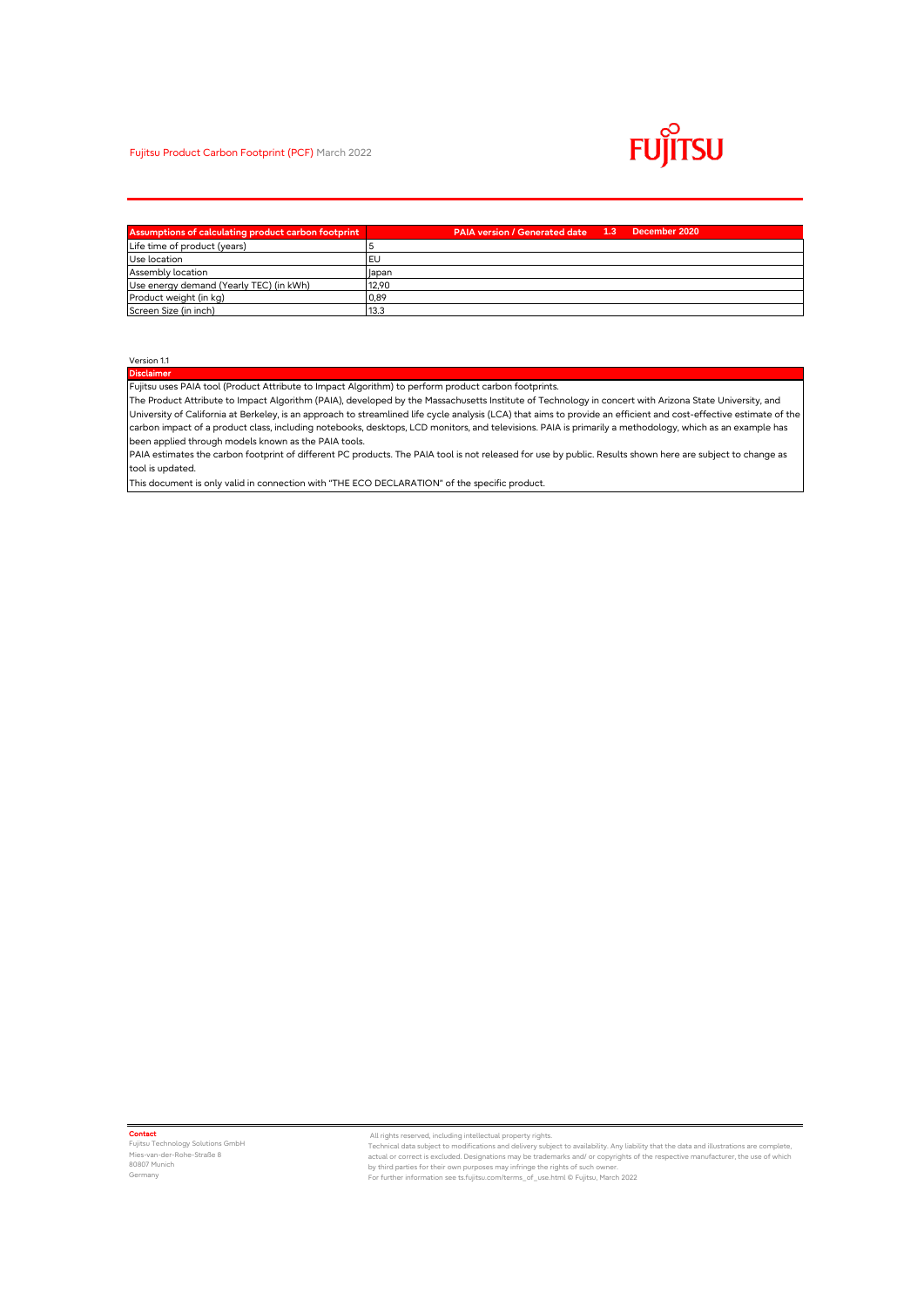Fujitsu Product Carbon Footprint (PCF) March 2022

| Assumptions of calculating product carbon footprint | PAIA version / Generated date 1.3 December 2020 |
| --- | --- |
| Life time of product (years) | 5 |
| Use location | EU |
| Assembly location | Japan |
| Use energy demand (Yearly TEC) (in kWh) | 12,90 |
| Product weight (in kg) | 0,89 |
| Screen Size (in inch) | 13.3 |

Version 1.1

**Disclaimer**

Fujitsu uses PAIA tool (Product Attribute to Impact Algorithm) to perform product carbon footprints.

The Product Attribute to Impact Algorithm (PAIA), developed by the Massachusetts Institute of Technology in concert with Arizona State University, and University of California at Berkeley, is an approach to streamlined life cycle analysis (LCA) that aims to provide an efficient and cost-effective estimate of the carbon impact of a product class, including notebooks, desktops, LCD monitors, and televisions. PAIA is primarily a methodology, which as an example has been applied through models known as the PAIA tools.

PAIA estimates the carbon footprint of different PC products. The PAIA tool is not released for use by public. Results shown here are subject to change as tool is updated.

This document is only valid in connection with "THE ECO DECLARATION" of the specific product.

**Contact**
Fujitsu Technology Solutions GmbH
Mies-van-der-Rohe-Straße 8
80807 Munich
Germany

All rights reserved, including intellectual property rights.
Technical data subject to modifications and delivery subject to availability. Any liability that the data and illustrations are complete, actual or correct is excluded. Designations may be trademarks and/ or copyrights of the respective manufacturer, the use of which by third parties for their own purposes may infringe the rights of such owner.
For further information see ts.fujitsu.com/terms_of_use.html © Fujitsu, March 2022